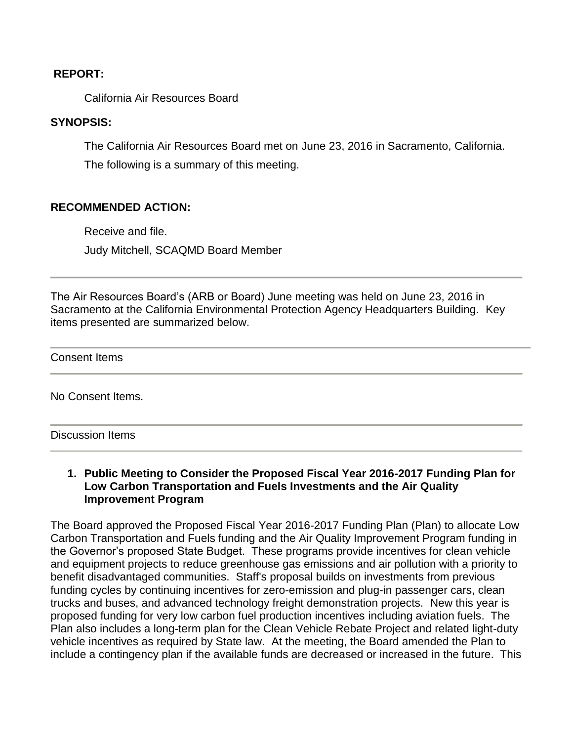**REPORT:**

California Air Resources Board

**SYNOPSIS:**

The California Air Resources Board met on June 23, 2016 in Sacramento, California. The following is a summary of this meeting.

**RECOMMENDED ACTION:**

Receive and file.

Judy Mitchell, SCAQMD Board Member

---

The Air Resources Board's (ARB or Board) June meeting was held on June 23, 2016 in Sacramento at the California Environmental Protection Agency Headquarters Building. Key items presented are summarized below.

---

Consent Items

---

No Consent Items.

---

Discussion Items

---

1. **Public Meeting to Consider the Proposed Fiscal Year 2016-2017 Funding Plan for Low Carbon Transportation and Fuels Investments and the Air Quality Improvement Program**

The Board approved the Proposed Fiscal Year 2016-2017 Funding Plan (Plan) to allocate Low Carbon Transportation and Fuels funding and the Air Quality Improvement Program funding in the Governor's proposed State Budget. These programs provide incentives for clean vehicle and equipment projects to reduce greenhouse gas emissions and air pollution with a priority to benefit disadvantaged communities. Staff's proposal builds on investments from previous funding cycles by continuing incentives for zero-emission and plug-in passenger cars, clean trucks and buses, and advanced technology freight demonstration projects. New this year is proposed funding for very low carbon fuel production incentives including aviation fuels. The Plan also includes a long-term plan for the Clean Vehicle Rebate Project and related light-duty vehicle incentives as required by State law. At the meeting, the Board amended the Plan to include a contingency plan if the available funds are decreased or increased in the future. This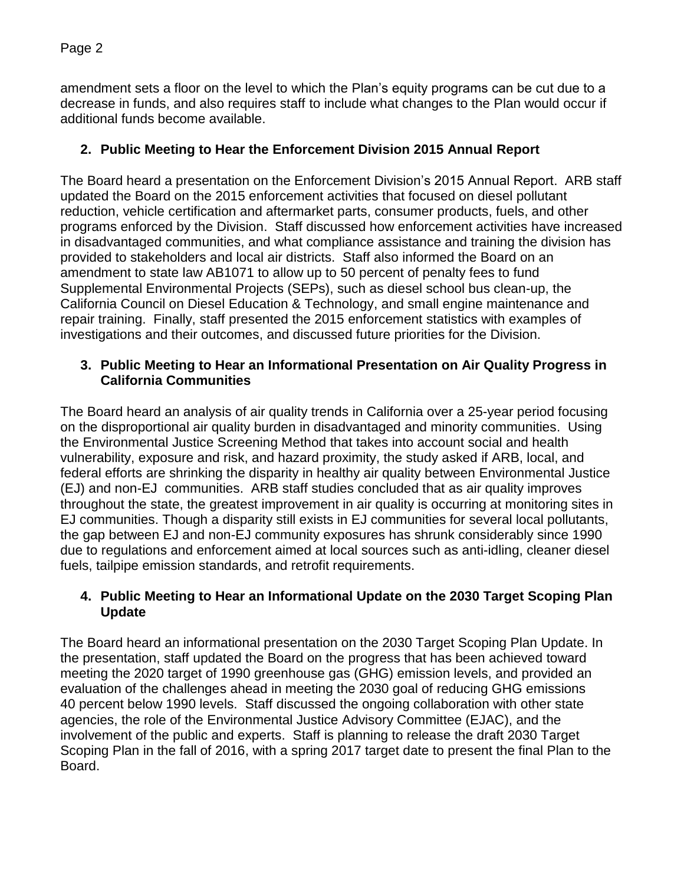amendment sets a floor on the level to which the Plan's equity programs can be cut due to a decrease in funds, and also requires staff to include what changes to the Plan would occur if additional funds become available.

**2. Public Meeting to Hear the Enforcement Division 2015 Annual Report**

The Board heard a presentation on the Enforcement Division's 2015 Annual Report. ARB staff updated the Board on the 2015 enforcement activities that focused on diesel pollutant reduction, vehicle certification and aftermarket parts, consumer products, fuels, and other programs enforced by the Division. Staff discussed how enforcement activities have increased in disadvantaged communities, and what compliance assistance and training the division has provided to stakeholders and local air districts. Staff also informed the Board on an amendment to state law AB1071 to allow up to 50 percent of penalty fees to fund Supplemental Environmental Projects (SEPs), such as diesel school bus clean-up, the California Council on Diesel Education & Technology, and small engine maintenance and repair training. Finally, staff presented the 2015 enforcement statistics with examples of investigations and their outcomes, and discussed future priorities for the Division.

**3. Public Meeting to Hear an Informational Presentation on Air Quality Progress in California Communities**

The Board heard an analysis of air quality trends in California over a 25-year period focusing on the disproportional air quality burden in disadvantaged and minority communities. Using the Environmental Justice Screening Method that takes into account social and health vulnerability, exposure and risk, and hazard proximity, the study asked if ARB, local, and federal efforts are shrinking the disparity in healthy air quality between Environmental Justice (EJ) and non-EJ communities. ARB staff studies concluded that as air quality improves throughout the state, the greatest improvement in air quality is occurring at monitoring sites in EJ communities. Though a disparity still exists in EJ communities for several local pollutants, the gap between EJ and non-EJ community exposures has shrunk considerably since 1990 due to regulations and enforcement aimed at local sources such as anti-idling, cleaner diesel fuels, tailpipe emission standards, and retrofit requirements.

**4. Public Meeting to Hear an Informational Update on the 2030 Target Scoping Plan Update**

The Board heard an informational presentation on the 2030 Target Scoping Plan Update. In the presentation, staff updated the Board on the progress that has been achieved toward meeting the 2020 target of 1990 greenhouse gas (GHG) emission levels, and provided an evaluation of the challenges ahead in meeting the 2030 goal of reducing GHG emissions 40 percent below 1990 levels. Staff discussed the ongoing collaboration with other state agencies, the role of the Environmental Justice Advisory Committee (EJAC), and the involvement of the public and experts. Staff is planning to release the draft 2030 Target Scoping Plan in the fall of 2016, with a spring 2017 target date to present the final Plan to the Board.